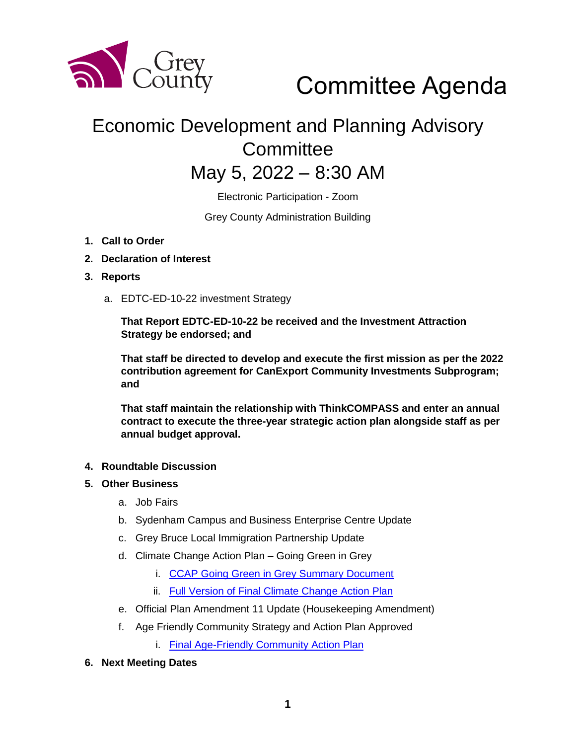# Committee Agenda

## Economic Development and Planning Advisory Committee

## May 5, 2022 – 8:30 AM

Electronic Participation - Zoom

Grey County Administration Building

1. **Call to Order**
2. **Declaration of Interest**
3. **Reports**

   a. EDTC-ED-10-22 investment Strategy

   **That Report EDTC-ED-10-22 be received and the Investment Attraction Strategy be endorsed; and**

   **That staff be directed to develop and execute the first mission as per the 2022 contribution agreement for CanExport Community Investments Subprogram; and**

   **That staff maintain the relationship with ThinkCOMPASS and enter an annual contract to execute the three-year strategic action plan alongside staff as per annual budget approval.**

4. **Roundtable Discussion**
5. **Other Business**

   a. Job Fairs

   b. Sydenham Campus and Business Enterprise Centre Update

   c. Grey Bruce Local Immigration Partnership Update

   d. Climate Change Action Plan – Going Green in Grey

      i. CCAP Going Green in Grey Summary Document

      ii. Full Version of Final Climate Change Action Plan

   e. Official Plan Amendment 11 Update (Housekeeping Amendment)

   f. Age Friendly Community Strategy and Action Plan Approved

      i. Final Age-Friendly Community Action Plan

6. **Next Meeting Dates**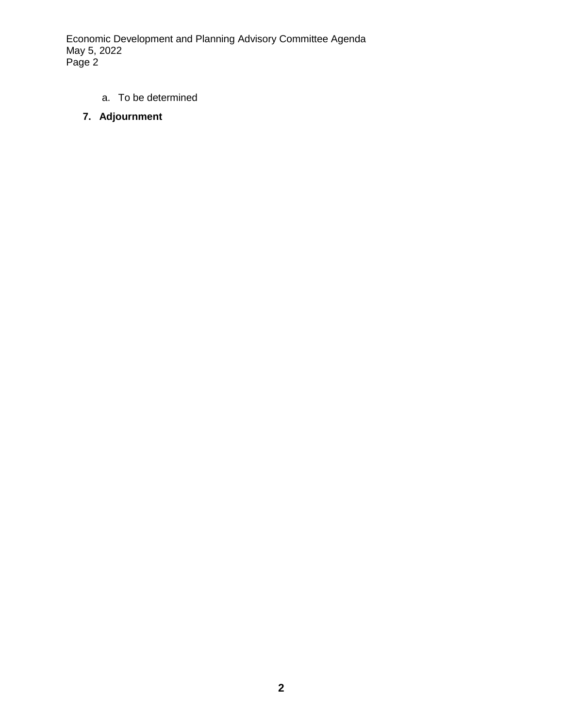a. To be determined

**7. Adjournment**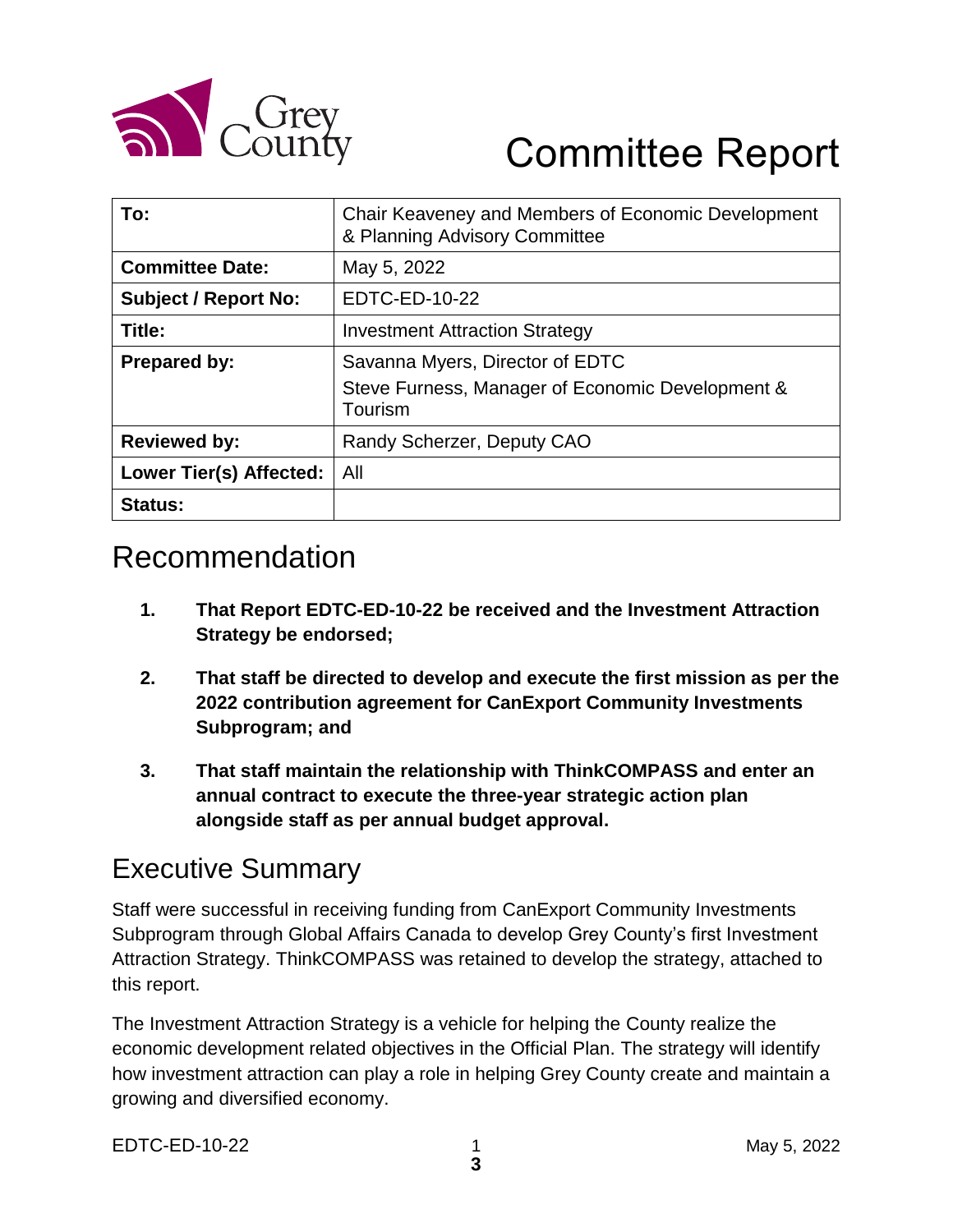# Committee Report

| To: | Chair Keaveney and Members of Economic Development & Planning Advisory Committee |
|---|---|
| **Committee Date:** | May 5, 2022 |
| **Subject / Report No:** | EDTC-ED-10-22 |
| **Title:** | Investment Attraction Strategy |
| **Prepared by:** | Savanna Myers, Director of EDTC<br>Steve Furness, Manager of Economic Development & Tourism |
| **Reviewed by:** | Randy Scherzer, Deputy CAO |
| **Lower Tier(s) Affected:** | All |
| **Status:** | |

## Recommendation

1. **That Report EDTC-ED-10-22 be received and the Investment Attraction Strategy be endorsed;**

2. **That staff be directed to develop and execute the first mission as per the 2022 contribution agreement for CanExport Community Investments Subprogram; and**

3. **That staff maintain the relationship with ThinkCOMPASS and enter an annual contract to execute the three-year strategic action plan alongside staff as per annual budget approval.**

## Executive Summary

Staff were successful in receiving funding from CanExport Community Investments Subprogram through Global Affairs Canada to develop Grey County's first Investment Attraction Strategy. ThinkCOMPASS was retained to develop the strategy, attached to this report.

The Investment Attraction Strategy is a vehicle for helping the County realize the economic development related objectives in the Official Plan. The strategy will identify how investment attraction can play a role in helping Grey County create and maintain a growing and diversified economy.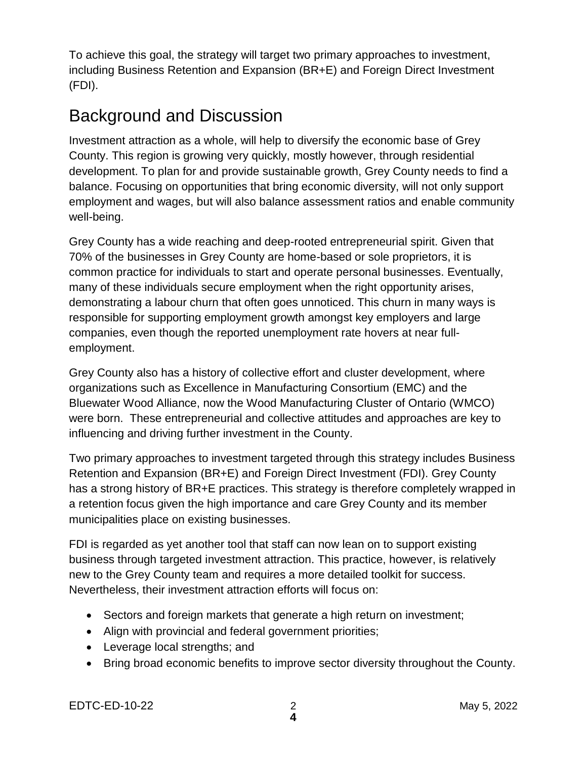To achieve this goal, the strategy will target two primary approaches to investment, including Business Retention and Expansion (BR+E) and Foreign Direct Investment (FDI).

# Background and Discussion

Investment attraction as a whole, will help to diversify the economic base of Grey County. This region is growing very quickly, mostly however, through residential development. To plan for and provide sustainable growth, Grey County needs to find a balance. Focusing on opportunities that bring economic diversity, will not only support employment and wages, but will also balance assessment ratios and enable community well-being.

Grey County has a wide reaching and deep-rooted entrepreneurial spirit. Given that 70% of the businesses in Grey County are home-based or sole proprietors, it is common practice for individuals to start and operate personal businesses. Eventually, many of these individuals secure employment when the right opportunity arises, demonstrating a labour churn that often goes unnoticed. This churn in many ways is responsible for supporting employment growth amongst key employers and large companies, even though the reported unemployment rate hovers at near full-employment.

Grey County also has a history of collective effort and cluster development, where organizations such as Excellence in Manufacturing Consortium (EMC) and the Bluewater Wood Alliance, now the Wood Manufacturing Cluster of Ontario (WMCO) were born. These entrepreneurial and collective attitudes and approaches are key to influencing and driving further investment in the County.

Two primary approaches to investment targeted through this strategy includes Business Retention and Expansion (BR+E) and Foreign Direct Investment (FDI). Grey County has a strong history of BR+E practices. This strategy is therefore completely wrapped in a retention focus given the high importance and care Grey County and its member municipalities place on existing businesses.

FDI is regarded as yet another tool that staff can now lean on to support existing business through targeted investment attraction. This practice, however, is relatively new to the Grey County team and requires a more detailed toolkit for success. Nevertheless, their investment attraction efforts will focus on:

- Sectors and foreign markets that generate a high return on investment;
- Align with provincial and federal government priorities;
- Leverage local strengths; and
- Bring broad economic benefits to improve sector diversity throughout the County.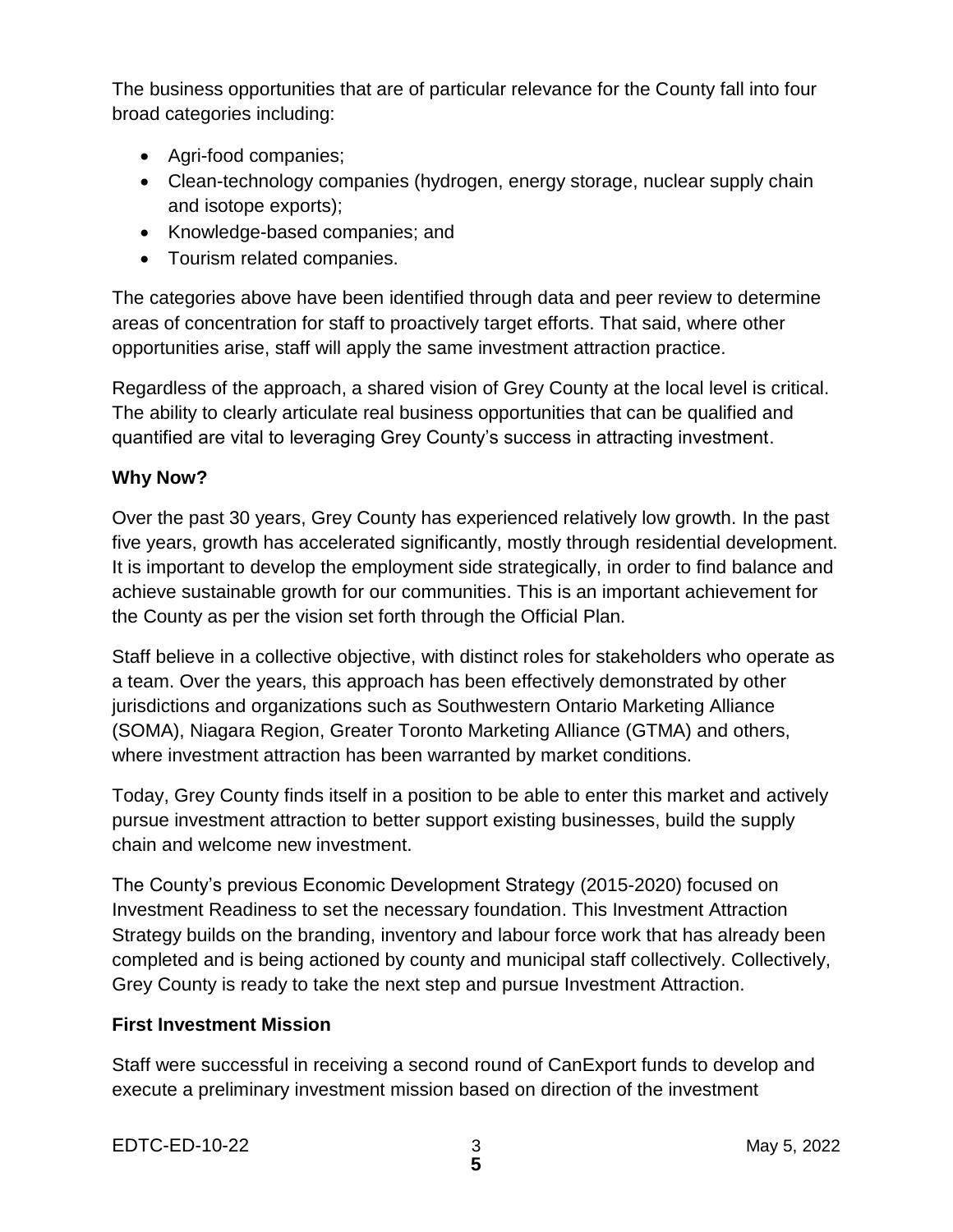The business opportunities that are of particular relevance for the County fall into four broad categories including:

- Agri-food companies;
- Clean-technology companies (hydrogen, energy storage, nuclear supply chain and isotope exports);
- Knowledge-based companies; and
- Tourism related companies.

The categories above have been identified through data and peer review to determine areas of concentration for staff to proactively target efforts. That said, where other opportunities arise, staff will apply the same investment attraction practice.

Regardless of the approach, a shared vision of Grey County at the local level is critical. The ability to clearly articulate real business opportunities that can be qualified and quantified are vital to leveraging Grey County's success in attracting investment.

**Why Now?**

Over the past 30 years, Grey County has experienced relatively low growth. In the past five years, growth has accelerated significantly, mostly through residential development. It is important to develop the employment side strategically, in order to find balance and achieve sustainable growth for our communities. This is an important achievement for the County as per the vision set forth through the Official Plan.

Staff believe in a collective objective, with distinct roles for stakeholders who operate as a team. Over the years, this approach has been effectively demonstrated by other jurisdictions and organizations such as Southwestern Ontario Marketing Alliance (SOMA), Niagara Region, Greater Toronto Marketing Alliance (GTMA) and others, where investment attraction has been warranted by market conditions.

Today, Grey County finds itself in a position to be able to enter this market and actively pursue investment attraction to better support existing businesses, build the supply chain and welcome new investment.

The County's previous Economic Development Strategy (2015-2020) focused on Investment Readiness to set the necessary foundation. This Investment Attraction Strategy builds on the branding, inventory and labour force work that has already been completed and is being actioned by county and municipal staff collectively. Collectively, Grey County is ready to take the next step and pursue Investment Attraction.

**First Investment Mission**

Staff were successful in receiving a second round of CanExport funds to develop and execute a preliminary investment mission based on direction of the investment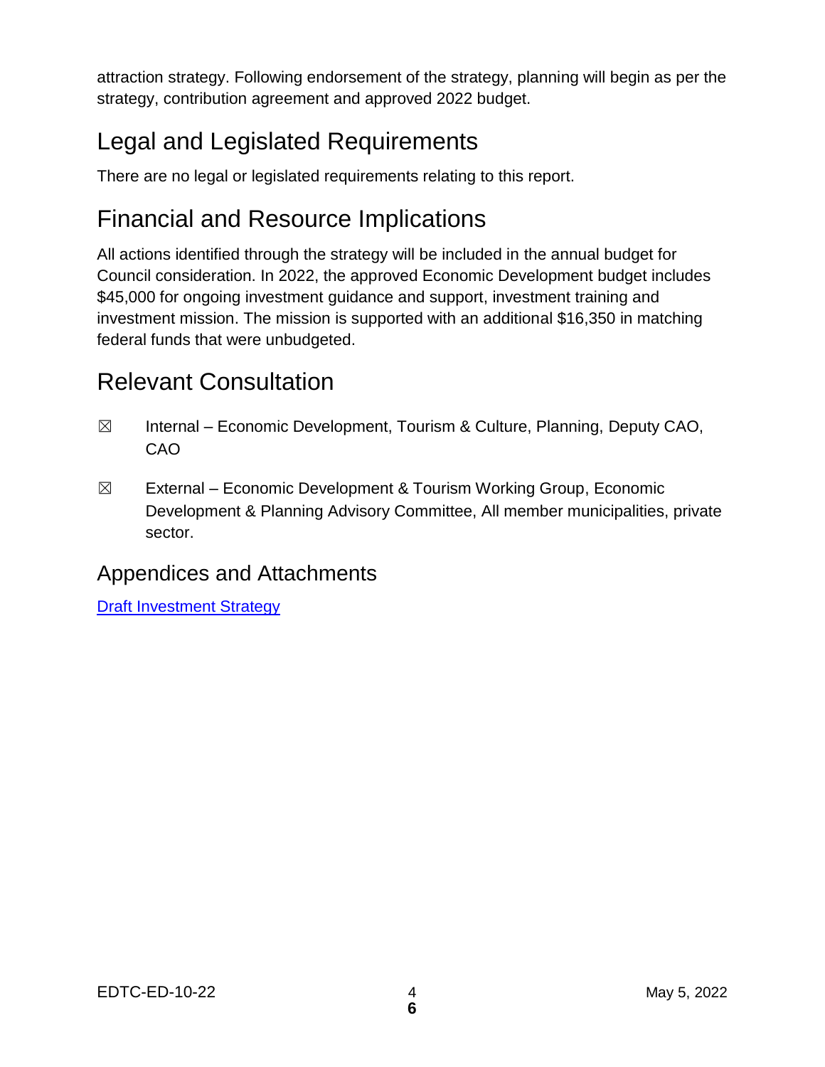attraction strategy. Following endorsement of the strategy, planning will begin as per the strategy, contribution agreement and approved 2022 budget.

## Legal and Legislated Requirements

There are no legal or legislated requirements relating to this report.

## Financial and Resource Implications

All actions identified through the strategy will be included in the annual budget for Council consideration. In 2022, the approved Economic Development budget includes $45,000 for ongoing investment guidance and support, investment training and investment mission. The mission is supported with an additional $16,350 in matching federal funds that were unbudgeted.

## Relevant Consultation

☒ Internal – Economic Development, Tourism & Culture, Planning, Deputy CAO, CAO

☒ External – Economic Development & Tourism Working Group, Economic Development & Planning Advisory Committee, All member municipalities, private sector.

### Appendices and Attachments

[Draft Investment Strategy]